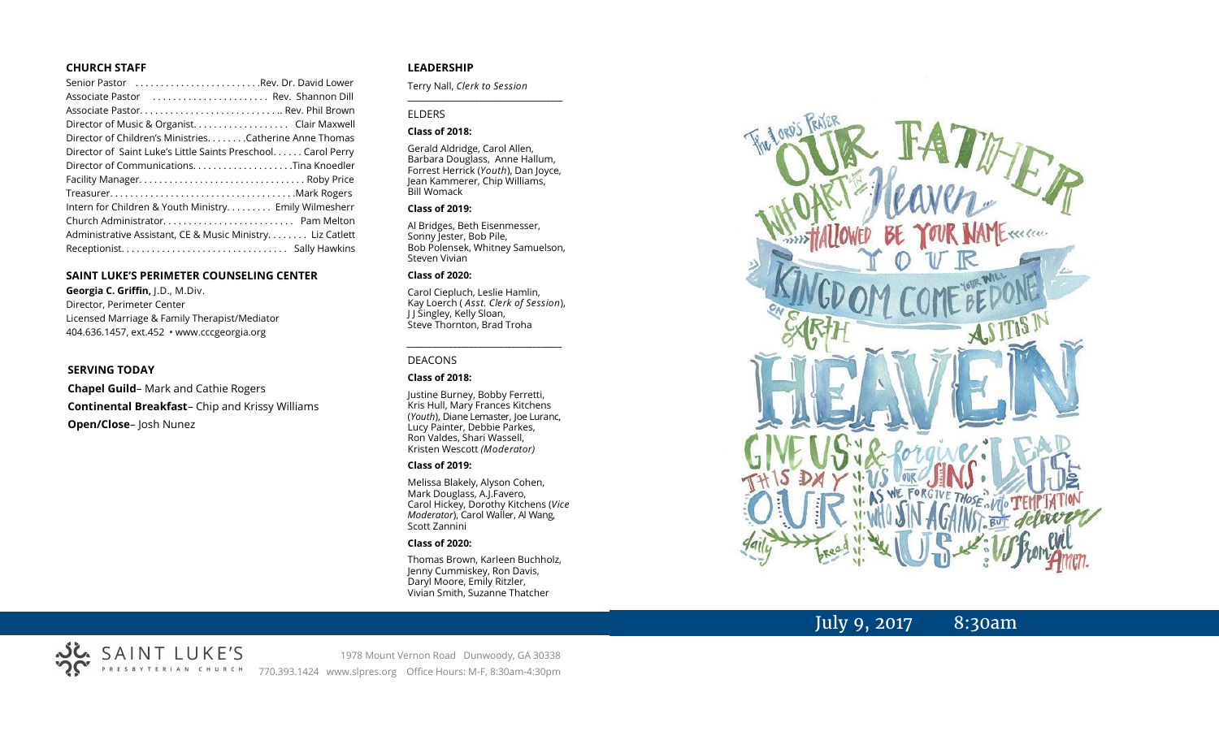## CHURCH STAFF

Senior Pastor . . . . . . . . . . . . . . . . . . . . . . . .Rev. Dr. David Lower
Associate Pastor . . . . . . . . . . . . . . . . . . . . . . Rev. Shannon Dill
Associate Pastor. . . . . . . . . . . . . . . . . . . . . . . . . . .. Rev. Phil Brown
Director of Music & Organist. . . . . . . . . . . . . . . . . . Clair Maxwell
Director of Children's Ministries. . . . . . . .Catherine Anne Thomas
Director of Saint Luke's Little Saints Preschool. . . . . . Carol Perry
Director of Communications. . . . . . . . . . . . . . . . . . . .Tina Knoedler
Facility Manager. . . . . . . . . . . . . . . . . . . . . . . . . . . . . . . . Roby Price
Treasurer. . . . . . . . . . . . . . . . . . . . . . . . . . . . . . . . . . . .Mark Rogers
Intern for Children & Youth Ministry. . . . . . . . . Emily Wilmesherr
Church Administrator. . . . . . . . . . . . . . . . . . . . . . . . . Pam Melton
Administrative Assistant, CE & Music Ministry. . . . . . . . Liz Catlett
Receptionist. . . . . . . . . . . . . . . . . . . . . . . . . . . . . . . . Sally Hawkins

## SAINT LUKE'S PERIMETER COUNSELING CENTER

**Georgia C. Griffin,** J.D., M.Div.
Director, Perimeter Center
Licensed Marriage & Family Therapist/Mediator
404.636.1457, ext.452 • www.cccgeorgia.org

## SERVING TODAY

**Chapel Guild**– Mark and Cathie Rogers
**Continental Breakfast**– Chip and Krissy Williams
**Open/Close**– Josh Nunez

## LEADERSHIP

Terry Nall, *Clerk to Session*

ELDERS

**Class of 2018:**

Gerald Aldridge, Carol Allen, Barbara Douglass, Anne Hallum, Forrest Herrick (*Youth*), Dan Joyce, Jean Kammerer, Chip Williams, Bill Womack

**Class of 2019:**

Al Bridges, Beth Eisenmesser, Sonny Jester, Bob Pile, Bob Polensek, Whitney Samuelson, Steven Vivian

**Class of 2020:**

Carol Ciepluch, Leslie Hamlin, Kay Loerch ( *Asst. Clerk of Session*), J J Singley, Kelly Sloan, Steve Thornton, Brad Troha

DEACONS

**Class of 2018:**

Justine Burney, Bobby Ferretti, Kris Hull, Mary Frances Kitchens (*Youth*), Diane Lemaster, Joe Luranc, Lucy Painter, Debbie Parkes, Ron Valdes, Shari Wassell, Kristen Wescott *(Moderator)*

**Class of 2019:**

Melissa Blakely, Alyson Cohen, Mark Douglass, A.J.Favero, Carol Hickey, Dorothy Kitchens (*Vice Moderator*), Carol Waller, Al Wang, Scott Zannini

**Class of 2020:**

Thomas Brown, Karleen Buchholz, Jenny Cummiskey, Ron Davis, Daryl Moore, Emily Ritzler, Vivian Smith, Suzanne Thatcher

The Lord's Prayer
Our Father who art in Heaven, hallowed be your name. Your kingdom come, your will be done on earth as it is in heaven. Give us this day our daily bread & forgive us our sins as we forgive those who sin against us. Lead us not into temptation but deliver us from evil. Amen.

July 9, 2017 8:30am

SAINT LUKE'S PRESBYTERIAN CHURCH

1978 Mount Vernon Road Dunwoody, GA 30338
770.393.1424 www.slpres.org Office Hours: M-F, 8:30am-4:30pm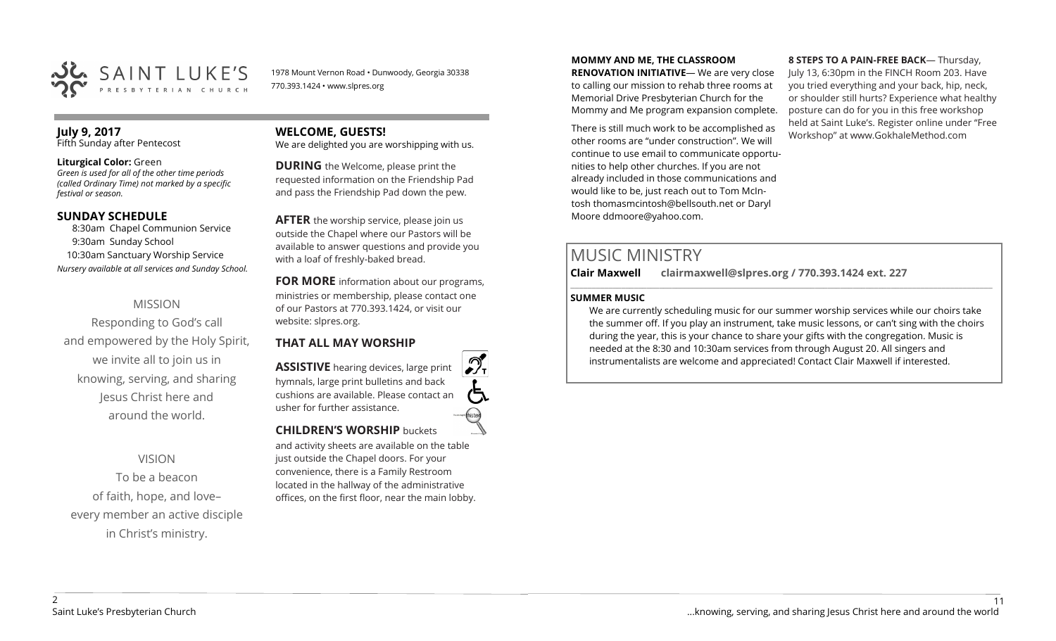# SAINT LUKE'S PRESBYTERIAN CHURCH

1978 Mount Vernon Road • Dunwoody, Georgia 30338
770.393.1424 • www.slpres.org

**July 9, 2017**
Fifth Sunday after Pentecost

**Liturgical Color:** Green
*Green is used for all of the other time periods (called Ordinary Time) not marked by a specific festival or season.*

## SUNDAY SCHEDULE

8:30am Chapel Communion Service
9:30am Sunday School
10:30am Sanctuary Worship Service
*Nursery available at all services and Sunday School.*

### MISSION

Responding to God's call and empowered by the Holy Spirit, we invite all to join us in knowing, serving, and sharing Jesus Christ here and around the world.

### VISION

To be a beacon of faith, hope, and love– every member an active disciple in Christ's ministry.

## WELCOME, GUESTS!

We are delighted you are worshipping with us.

**DURING** the Welcome, please print the requested information on the Friendship Pad and pass the Friendship Pad down the pew.

**AFTER** the worship service, please join us outside the Chapel where our Pastors will be available to answer questions and provide you with a loaf of freshly-baked bread.

**FOR MORE** information about our programs, ministries or membership, please contact one of our Pastors at 770.393.1424, or visit our website: slpres.org.

## THAT ALL MAY WORSHIP

**ASSISTIVE** hearing devices, large print hymnals, large print bulletins and back cushions are available. Please contact an usher for further assistance.

**CHILDREN'S WORSHIP** buckets and activity sheets are available on the table just outside the Chapel doors. For your convenience, there is a Family Restroom located in the hallway of the administrative offices, on the first floor, near the main lobby.

**MOMMY AND ME, THE CLASSROOM RENOVATION INITIATIVE**— We are very close to calling our mission to rehab three rooms at Memorial Drive Presbyterian Church for the Mommy and Me program expansion complete.

There is still much work to be accomplished as other rooms are "under construction". We will continue to use email to communicate opportunities to help other churches. If you are not already included in those communications and would like to be, just reach out to Tom McIntosh thomasmcintosh@bellsouth.net or Daryl Moore ddmoore@yahoo.com.

**8 STEPS TO A PAIN-FREE BACK**— Thursday, July 13, 6:30pm in the FINCH Room 203. Have you tried everything and your back, hip, neck, or shoulder still hurts? Experience what healthy posture can do for you in this free workshop held at Saint Luke's. Register online under "Free Workshop" at www.GokhaleMethod.com

# MUSIC MINISTRY

**Clair Maxwell clairmaxwell@slpres.org / 770.393.1424 ext. 227**

**SUMMER MUSIC**

We are currently scheduling music for our summer worship services while our choirs take the summer off. If you play an instrument, take music lessons, or can't sing with the choirs during the year, this is your chance to share your gifts with the congregation. Music is needed at the 8:30 and 10:30am services from through August 20. All singers and instrumentalists are welcome and appreciated! Contact Clair Maxwell if interested.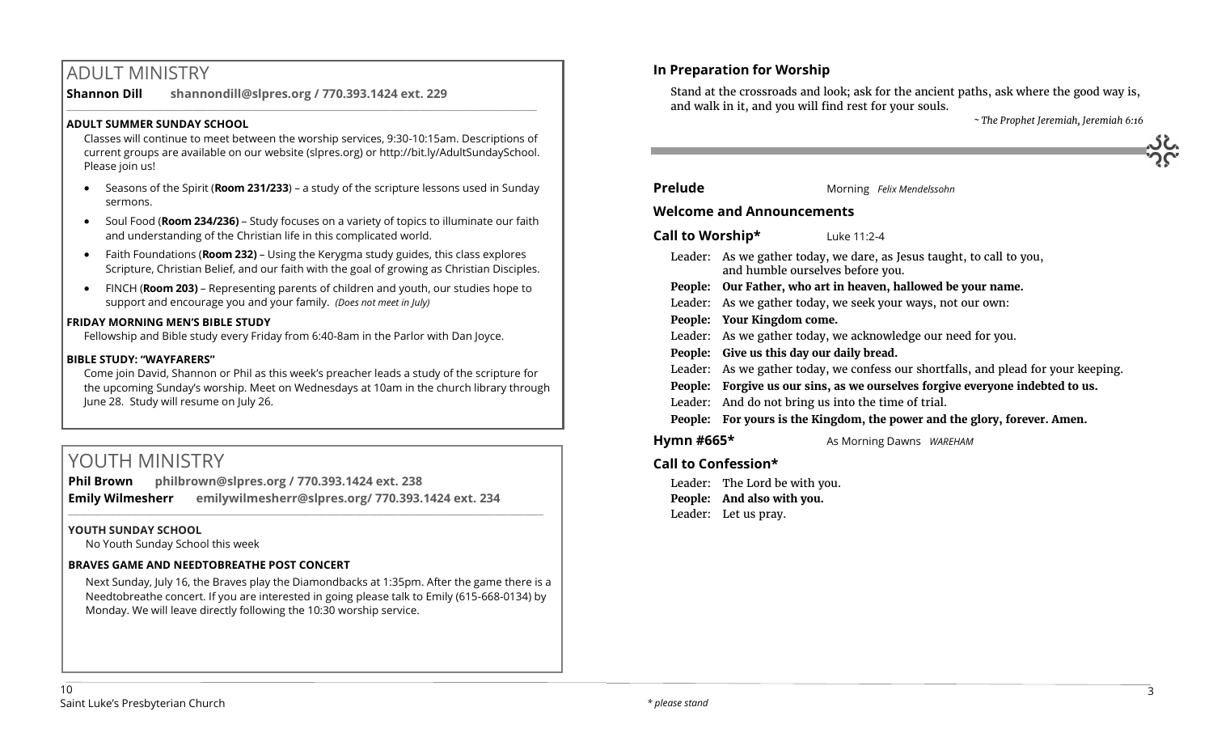# ADULT MINISTRY

**Shannon Dill shannondill@slpres.org / 770.393.1424 ext. 229**

### ADULT SUMMER SUNDAY SCHOOL

Classes will continue to meet between the worship services, 9:30-10:15am. Descriptions of current groups are available on our website (slpres.org) or http://bit.ly/AdultSundaySchool. Please join us!

- Seasons of the Spirit (**Room 231/233**) – a study of the scripture lessons used in Sunday sermons.
- Soul Food (**Room 234/236)** – Study focuses on a variety of topics to illuminate our faith and understanding of the Christian life in this complicated world.
- Faith Foundations (**Room 232)** – Using the Kerygma study guides, this class explores Scripture, Christian Belief, and our faith with the goal of growing as Christian Disciples.
- FINCH (**Room 203)** – Representing parents of children and youth, our studies hope to support and encourage you and your family. *(Does not meet in July)*

### FRIDAY MORNING MEN'S BIBLE STUDY

Fellowship and Bible study every Friday from 6:40-8am in the Parlor with Dan Joyce.

### BIBLE STUDY: "WAYFARERS"

Come join David, Shannon or Phil as this week's preacher leads a study of the scripture for the upcoming Sunday's worship. Meet on Wednesdays at 10am in the church library through June 28. Study will resume on July 26.

# YOUTH MINISTRY

**Phil Brown philbrown@slpres.org / 770.393.1424 ext. 238**
**Emily Wilmesherr emilywilmesherr@slpres.org/ 770.393.1424 ext. 234**

### YOUTH SUNDAY SCHOOL

No Youth Sunday School this week

### BRAVES GAME AND NEEDTOBREATHE POST CONCERT

Next Sunday, July 16, the Braves play the Diamondbacks at 1:35pm. After the game there is a Needtobreathe concert. If you are interested in going please talk to Emily (615-668-0134) by Monday. We will leave directly following the 10:30 worship service.

### In Preparation for Worship

Stand at the crossroads and look; ask for the ancient paths, ask where the good way is, and walk in it, and you will find rest for your souls.

*~ The Prophet Jeremiah, Jeremiah 6:16*

**Prelude** Morning *Felix Mendelssohn*

**Welcome and Announcements**

**Call to Worship\*** Luke 11:2-4

Leader: As we gather today, we dare, as Jesus taught, to call to you, and humble ourselves before you.
**People: Our Father, who art in heaven, hallowed be your name.**
Leader: As we gather today, we seek your ways, not our own:
**People: Your Kingdom come.**
Leader: As we gather today, we acknowledge our need for you.
**People: Give us this day our daily bread.**
Leader: As we gather today, we confess our shortfalls, and plead for your keeping.
**People: Forgive us our sins, as we ourselves forgive everyone indebted to us.**
Leader: And do not bring us into the time of trial.
**People: For yours is the Kingdom, the power and the glory, forever. Amen.**

**Hymn #665\*** As Morning Dawns *WAREHAM*

**Call to Confession\***

Leader: The Lord be with you.
**People: And also with you.**
Leader: Let us pray.

*\* please stand*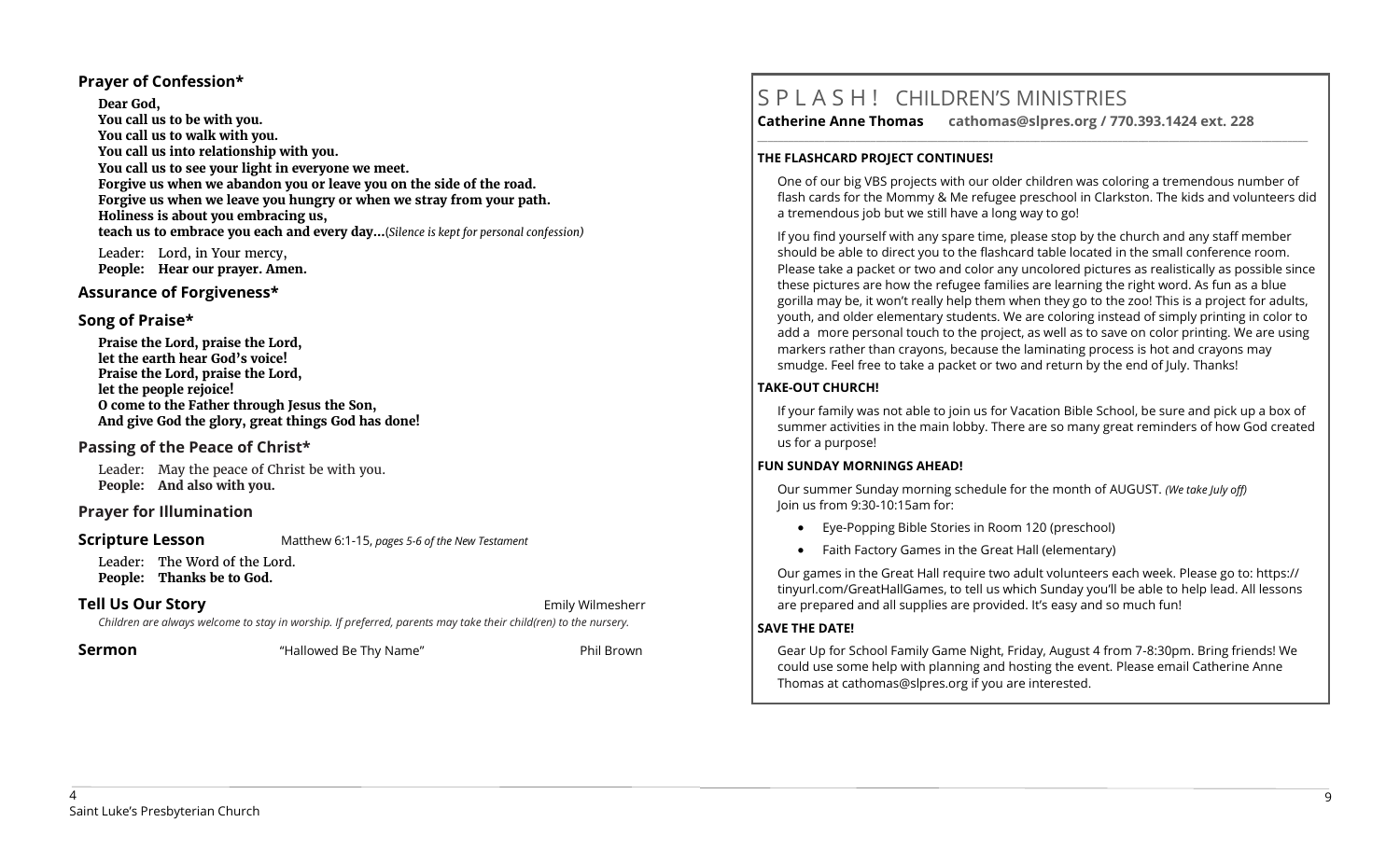## Prayer of Confession*

**Dear God,**
**You call us to be with you.**
**You call us to walk with you.**
**You call us into relationship with you.**
**You call us to see your light in everyone we meet.**
**Forgive us when we abandon you or leave you on the side of the road.**
**Forgive us when we leave you hungry or when we stray from your path.**
**Holiness is about you embracing us,**
**teach us to embrace you each and every day…**(*Silence is kept for personal confession)*

Leader: Lord, in Your mercy,
**People: Hear our prayer. Amen.**

## Assurance of Forgiveness*

## Song of Praise*

**Praise the Lord, praise the Lord,**
**let the earth hear God's voice!**
**Praise the Lord, praise the Lord,**
**let the people rejoice!**
**O come to the Father through Jesus the Son,**
**And give God the glory, great things God has done!**

## Passing of the Peace of Christ*

Leader: May the peace of Christ be with you.
**People: And also with you.**

## Prayer for Illumination

**Scripture Lesson** Matthew 6:1-15, *pages 5-6 of the New Testament*

Leader: The Word of the Lord.
**People: Thanks be to God.**

**Tell Us Our Story** Emily Wilmesherr

*Children are always welcome to stay in worship. If preferred, parents may take their child(ren) to the nursery.*

**Sermon** "Hallowed Be Thy Name" Phil Brown

# S P L A S H ! CHILDREN'S MINISTRIES

**Catherine Anne Thomas cathomas@slpres.org / 770.393.1424 ext. 228**

**THE FLASHCARD PROJECT CONTINUES!**

One of our big VBS projects with our older children was coloring a tremendous number of flash cards for the Mommy & Me refugee preschool in Clarkston. The kids and volunteers did a tremendous job but we still have a long way to go!

If you find yourself with any spare time, please stop by the church and any staff member should be able to direct you to the flashcard table located in the small conference room. Please take a packet or two and color any uncolored pictures as realistically as possible since these pictures are how the refugee families are learning the right word. As fun as a blue gorilla may be, it won't really help them when they go to the zoo! This is a project for adults, youth, and older elementary students. We are coloring instead of simply printing in color to add a more personal touch to the project, as well as to save on color printing. We are using markers rather than crayons, because the laminating process is hot and crayons may smudge. Feel free to take a packet or two and return by the end of July. Thanks!

**TAKE-OUT CHURCH!**

If your family was not able to join us for Vacation Bible School, be sure and pick up a box of summer activities in the main lobby. There are so many great reminders of how God created us for a purpose!

**FUN SUNDAY MORNINGS AHEAD!**

Our summer Sunday morning schedule for the month of AUGUST. *(We take July off)*
Join us from 9:30-10:15am for:

- Eye-Popping Bible Stories in Room 120 (preschool)
- Faith Factory Games in the Great Hall (elementary)

Our games in the Great Hall require two adult volunteers each week. Please go to: https://tinyurl.com/GreatHallGames, to tell us which Sunday you'll be able to help lead. All lessons are prepared and all supplies are provided. It's easy and so much fun!

**SAVE THE DATE!**

Gear Up for School Family Game Night, Friday, August 4 from 7-8:30pm. Bring friends! We could use some help with planning and hosting the event. Please email Catherine Anne Thomas at cathomas@slpres.org if you are interested.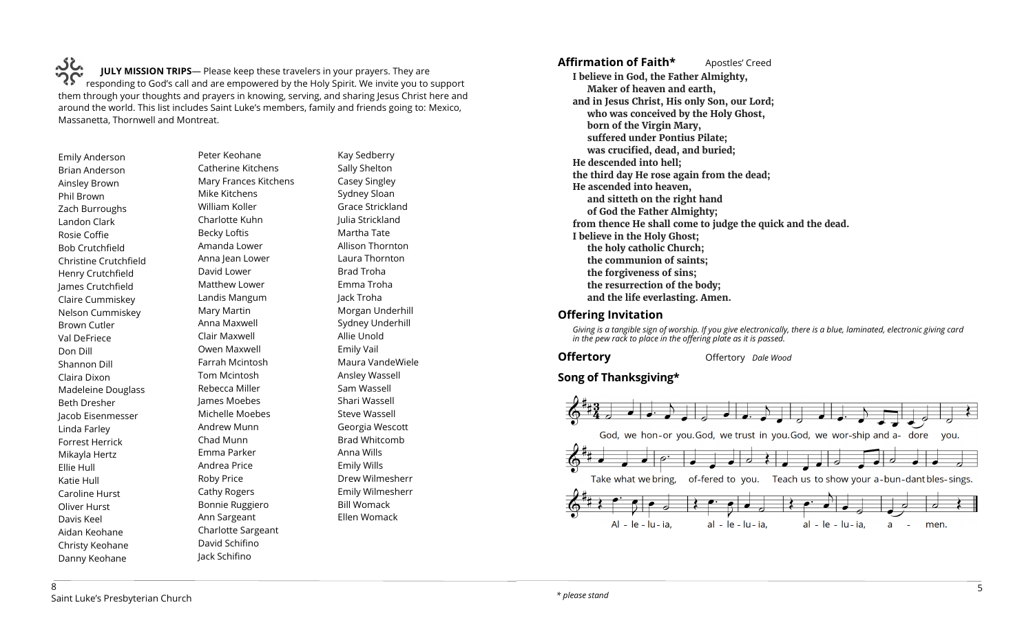**JULY MISSION TRIPS**— Please keep these travelers in your prayers. They are responding to God's call and are empowered by the Holy Spirit. We invite you to support them through your thoughts and prayers in knowing, serving, and sharing Jesus Christ here and around the world. This list includes Saint Luke's members, family and friends going to: Mexico, Massanetta, Thornwell and Montreat.

Emily Anderson
Brian Anderson
Ainsley Brown
Phil Brown
Zach Burroughs
Landon Clark
Rosie Coffie
Bob Crutchfield
Christine Crutchfield
Henry Crutchfield
James Crutchfield
Claire Cummiskey
Nelson Cummiskey
Brown Cutler
Val DeFriece
Don Dill
Shannon Dill
Claira Dixon
Madeleine Douglass
Beth Dresher
Jacob Eisenmesser
Linda Farley
Forrest Herrick
Mikayla Hertz
Ellie Hull
Katie Hull
Caroline Hurst
Oliver Hurst
Davis Keel
Aidan Keohane
Christy Keohane
Danny Keohane
Peter Keohane
Catherine Kitchens
Mary Frances Kitchens
Mike Kitchens
William Koller
Charlotte Kuhn
Becky Loftis
Amanda Lower
Anna Jean Lower
David Lower
Matthew Lower
Landis Mangum
Mary Martin
Anna Maxwell
Clair Maxwell
Owen Maxwell
Farrah Mcintosh
Tom Mcintosh
Rebecca Miller
James Moebes
Michelle Moebes
Andrew Munn
Chad Munn
Emma Parker
Andrea Price
Roby Price
Cathy Rogers
Bonnie Ruggiero
Ann Sargeant
Charlotte Sargeant
David Schifino
Jack Schifino
Kay Sedberry
Sally Shelton
Casey Singley
Sydney Sloan
Grace Strickland
Julia Strickland
Martha Tate
Allison Thornton
Laura Thornton
Brad Troha
Emma Troha
Jack Troha
Morgan Underhill
Sydney Underhill
Allie Unold
Emily Vail
Maura VandeWiele
Ansley Wassell
Sam Wassell
Shari Wassell
Steve Wassell
Georgia Wescott
Brad Whitcomb
Anna Wills
Emily Wills
Drew Wilmesherr
Emily Wilmesherr
Bill Womack
Ellen Womack

Saint Luke's Presbyterian Church

## Affirmation of Faith* Apostles' Creed

**I believe in God, the Father Almighty,**
**Maker of heaven and earth,**
**and in Jesus Christ, His only Son, our Lord;**
**who was conceived by the Holy Ghost,**
**born of the Virgin Mary,**
**suffered under Pontius Pilate;**
**was crucified, dead, and buried;**
**He descended into hell;**
**the third day He rose again from the dead;**
**He ascended into heaven,**
**and sitteth on the right hand**
**of God the Father Almighty;**
**from thence He shall come to judge the quick and the dead.**
**I believe in the Holy Ghost;**
**the holy catholic Church;**
**the communion of saints;**
**the forgiveness of sins;**
**the resurrection of the body;**
**and the life everlasting. Amen.**

## Offering Invitation

*Giving is a tangible sign of worship. If you give electronically, there is a blue, laminated, electronic giving card in the pew rack to place in the offering plate as it is passed.*

## Offertory Offertory *Dale Wood*

## Song of Thanksgiving*

God, we hon-or you. God, we trust in you. God, we wor-ship and a- dore you.
Take what we bring, of-fered to you. Teach us to show your a-bun-dant bles-sings.
Al - le - lu - ia, al - le - lu - ia, al - le - lu - ia, a - men.

*\* please stand*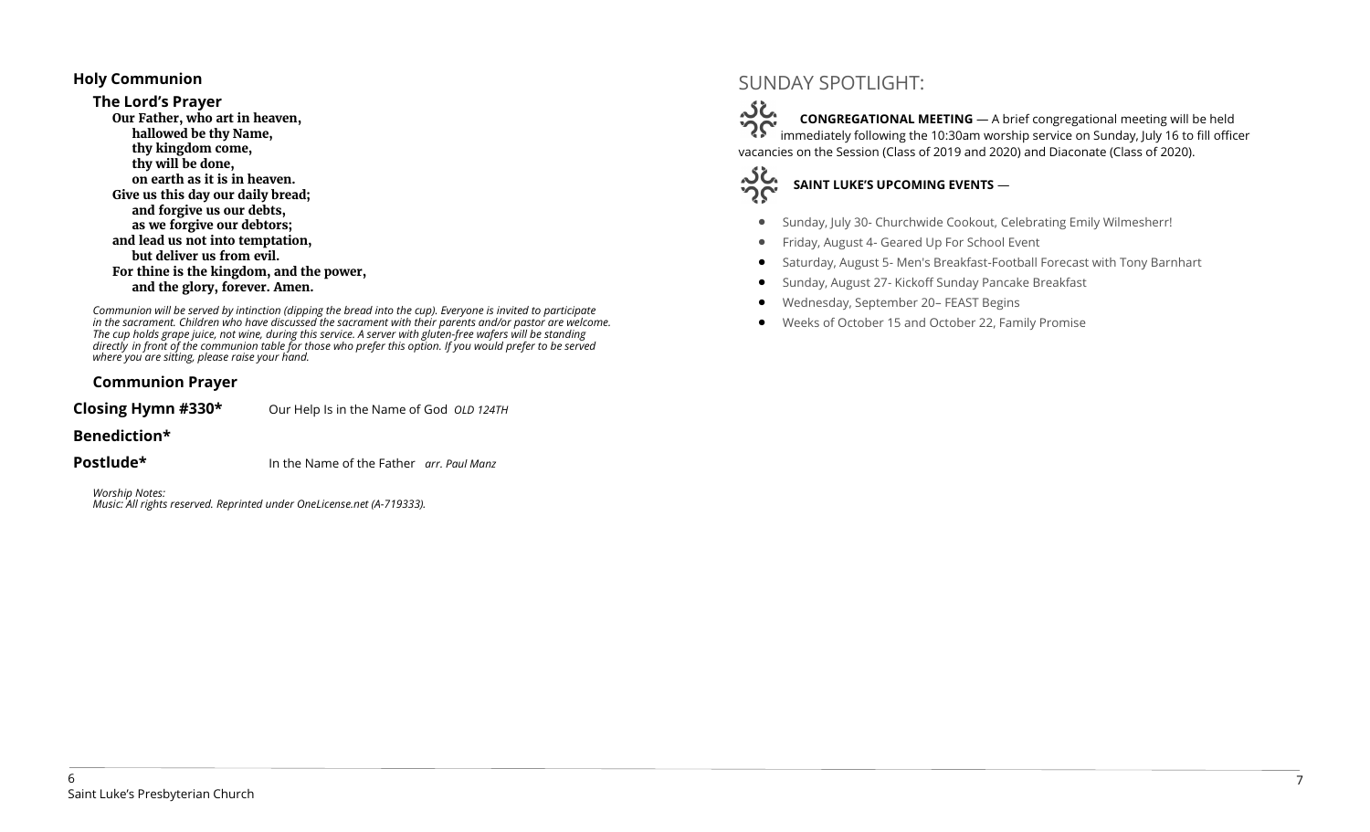## Holy Communion

### The Lord's Prayer

**Our Father, who art in heaven,**
**hallowed be thy Name,**
**thy kingdom come,**
**thy will be done,**
**on earth as it is in heaven.**
**Give us this day our daily bread;**
**and forgive us our debts,**
**as we forgive our debtors;**
**and lead us not into temptation,**
**but deliver us from evil.**
**For thine is the kingdom, and the power,**
**and the glory, forever. Amen.**

*Communion will be served by intinction (dipping the bread into the cup). Everyone is invited to participate in the sacrament. Children who have discussed the sacrament with their parents and/or pastor are welcome. The cup holds grape juice, not wine, during this service. A server with gluten-free wafers will be standing directly in front of the communion table for those who prefer this option. If you would prefer to be served where you are sitting, please raise your hand.*

### Communion Prayer

**Closing Hymn #330*** Our Help Is in the Name of God *OLD 124TH*

**Benediction***

**Postlude*** In the Name of the Father *arr. Paul Manz*

*Worship Notes:*
*Music: All rights reserved. Reprinted under OneLicense.net (A-719333).*

## SUNDAY SPOTLIGHT:

**CONGREGATIONAL MEETING** — A brief congregational meeting will be held immediately following the 10:30am worship service on Sunday, July 16 to fill officer vacancies on the Session (Class of 2019 and 2020) and Diaconate (Class of 2020).

**SAINT LUKE'S UPCOMING EVENTS** —

- Sunday, July 30- Churchwide Cookout, Celebrating Emily Wilmesherr!
- Friday, August 4- Geared Up For School Event
- Saturday, August 5- Men's Breakfast-Football Forecast with Tony Barnhart
- Sunday, August 27- Kickoff Sunday Pancake Breakfast
- Wednesday, September 20– FEAST Begins
- Weeks of October 15 and October 22, Family Promise